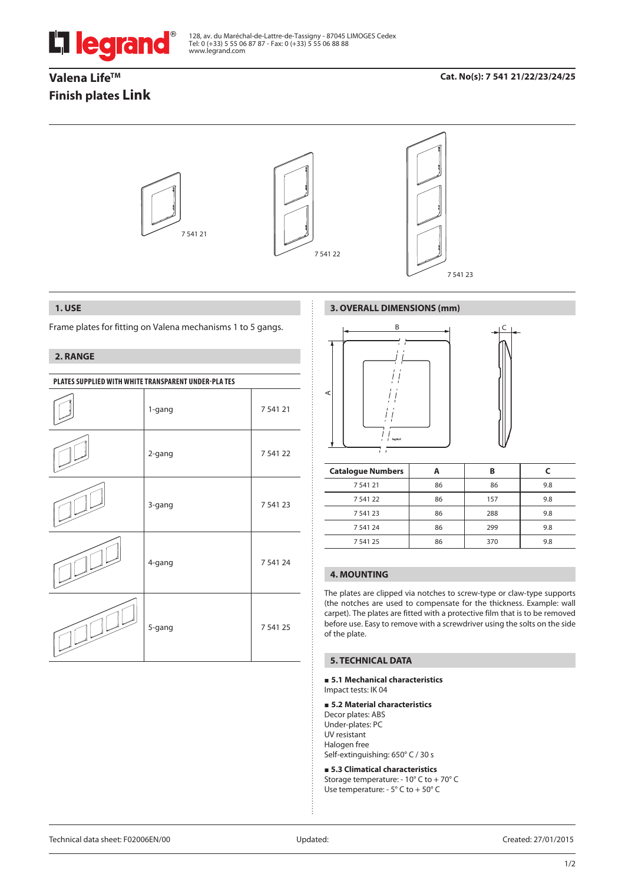128, av. du Maréchal-de-Lattre-de-Tassigny - 87045 LIMOGES Cedex
Tel: 0 (+33) 5 55 06 87 87 - Fax: 0 (+33) 5 55 06 88 88
www.legrand.com

# Valena Life™
# Finish plates Link

**Cat. No(s): 7 541 21/22/23/24/25**

7 541 21

7 541 22

7 541 23

## 1. USE

Frame plates for fitting on Valena mechanisms 1 to 5 gangs.

## 2. RANGE

| PLATES SUPPLIED WITH WHITE TRANSPARENT UNDER-PLATES | | |
|---|---|---|
| | 1-gang | 7 541 21 |
| | 2-gang | 7 541 22 |
| | 3-gang | 7 541 23 |
| | 4-gang | 7 541 24 |
| | 5-gang | 7 541 25 |

## 3. OVERALL DIMENSIONS (mm)

| Catalogue Numbers | A | B | C |
|---|---|---|---|
| 7 541 21 | 86 | 86 | 9.8 |
| 7 541 22 | 86 | 157 | 9.8 |
| 7 541 23 | 86 | 288 | 9.8 |
| 7 541 24 | 86 | 299 | 9.8 |
| 7 541 25 | 86 | 370 | 9.8 |

## 4. MOUNTING

The plates are clipped via notches to screw-type or claw-type supports (the notches are used to compensate for the thickness. Example: wall carpet). The plates are fitted with a protective film that is to be removed before use. Easy to remove with a screwdriver using the solts on the side of the plate.

## 5. TECHNICAL DATA

### 5.1 Mechanical characteristics

Impact tests: IK 04

### 5.2 Material characteristics

Decor plates: ABS
Under-plates: PC
UV resistant
Halogen free
Self-extinguishing: 650° C / 30 s

### 5.3 Climatical characteristics

Storage temperature: - 10° C to + 70° C
Use temperature: - 5° C to + 50° C

Technical data sheet: F02006EN/00 Updated: Created: 27/01/2015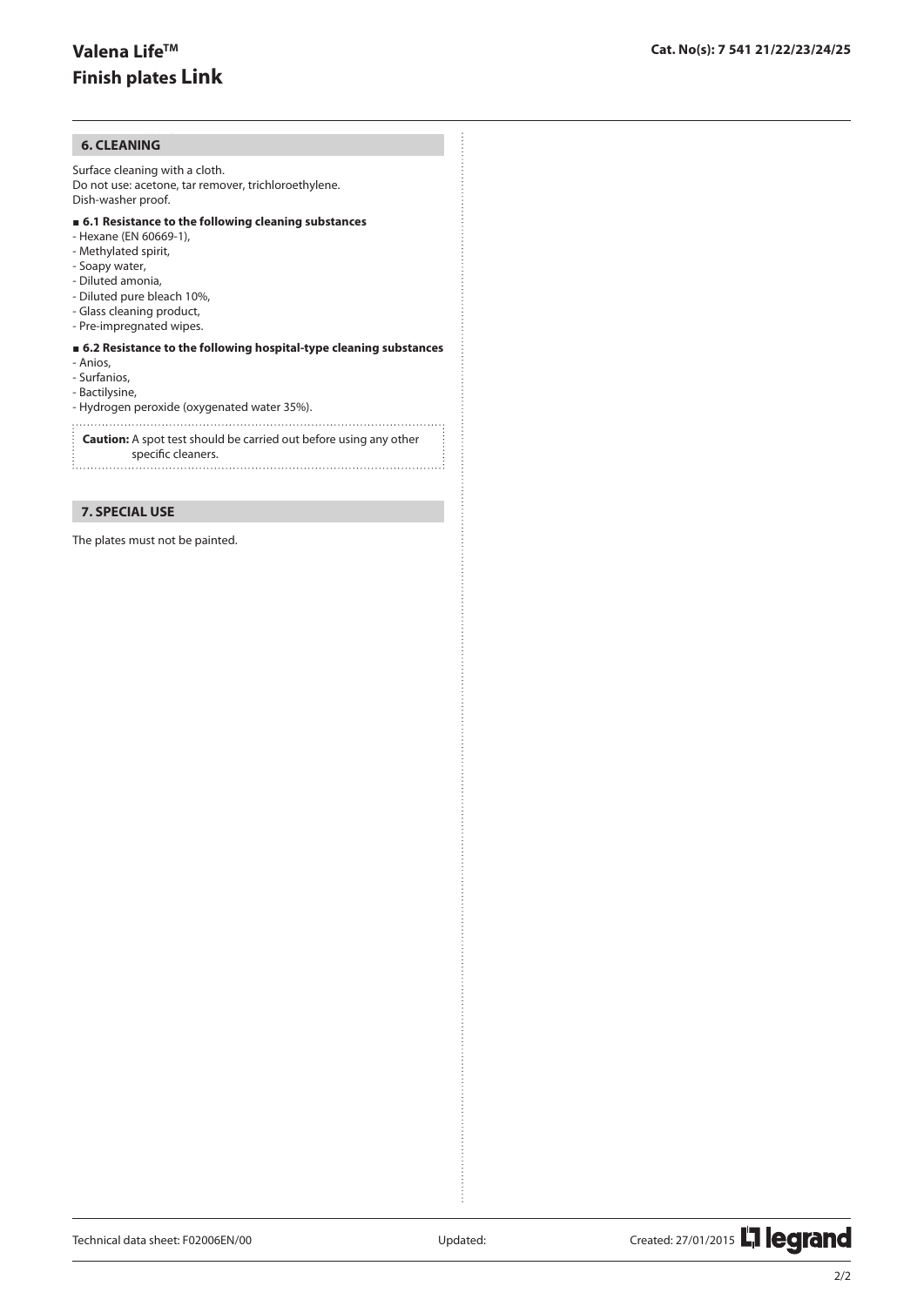## 6. CLEANING

Surface cleaning with a cloth.
Do not use: acetone, tar remover, trichloroethylene.
Dish-washer proof.

### ■ 6.1 Resistance to the following cleaning substances

- Hexane (EN 60669-1),
- Methylated spirit,
- Soapy water,
- Diluted amonia,
- Diluted pure bleach 10%,
- Glass cleaning product,
- Pre-impregnated wipes.

### ■ 6.2 Resistance to the following hospital-type cleaning substances

- Anios,
- Surfanios,
- Bactilysine,
- Hydrogen peroxide (oxygenated water 35%).

**Caution:** A spot test should be carried out before using any other specific cleaners.

## 7. SPECIAL USE

The plates must not be painted.